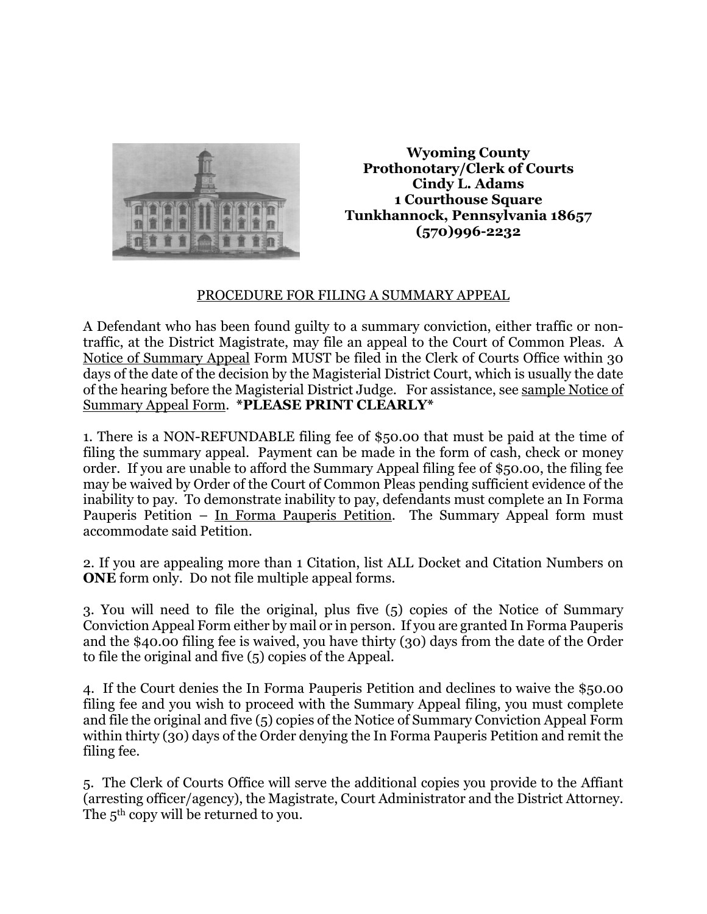**Wyoming County**
**Prothonotary/Clerk of Courts**
**Cindy L. Adams**
**1 Courthouse Square**
**Tunkhannock, Pennsylvania 18657**
**(570)996-2232**

## PROCEDURE FOR FILING A SUMMARY APPEAL

A Defendant who has been found guilty to a summary conviction, either traffic or non-traffic, at the District Magistrate, may file an appeal to the Court of Common Pleas. A Notice of Summary Appeal Form MUST be filed in the Clerk of Courts Office within 30 days of the date of the decision by the Magisterial District Court, which is usually the date of the hearing before the Magisterial District Judge. For assistance, see sample Notice of Summary Appeal Form. ***PLEASE PRINT CLEARLY***

1. There is a NON-REFUNDABLE filing fee of $50.00 that must be paid at the time of filing the summary appeal. Payment can be made in the form of cash, check or money order. If you are unable to afford the Summary Appeal filing fee of $50.00, the filing fee may be waived by Order of the Court of Common Pleas pending sufficient evidence of the inability to pay. To demonstrate inability to pay, defendants must complete an In Forma Pauperis Petition – In Forma Pauperis Petition. The Summary Appeal form must accommodate said Petition.

2. If you are appealing more than 1 Citation, list ALL Docket and Citation Numbers on **ONE** form only. Do not file multiple appeal forms.

3. You will need to file the original, plus five (5) copies of the Notice of Summary Conviction Appeal Form either by mail or in person. If you are granted In Forma Pauperis and the $40.00 filing fee is waived, you have thirty (30) days from the date of the Order to file the original and five (5) copies of the Appeal.

4. If the Court denies the In Forma Pauperis Petition and declines to waive the $50.00 filing fee and you wish to proceed with the Summary Appeal filing, you must complete and file the original and five (5) copies of the Notice of Summary Conviction Appeal Form within thirty (30) days of the Order denying the In Forma Pauperis Petition and remit the filing fee.

5. The Clerk of Courts Office will serve the additional copies you provide to the Affiant (arresting officer/agency), the Magistrate, Court Administrator and the District Attorney. The 5th copy will be returned to you.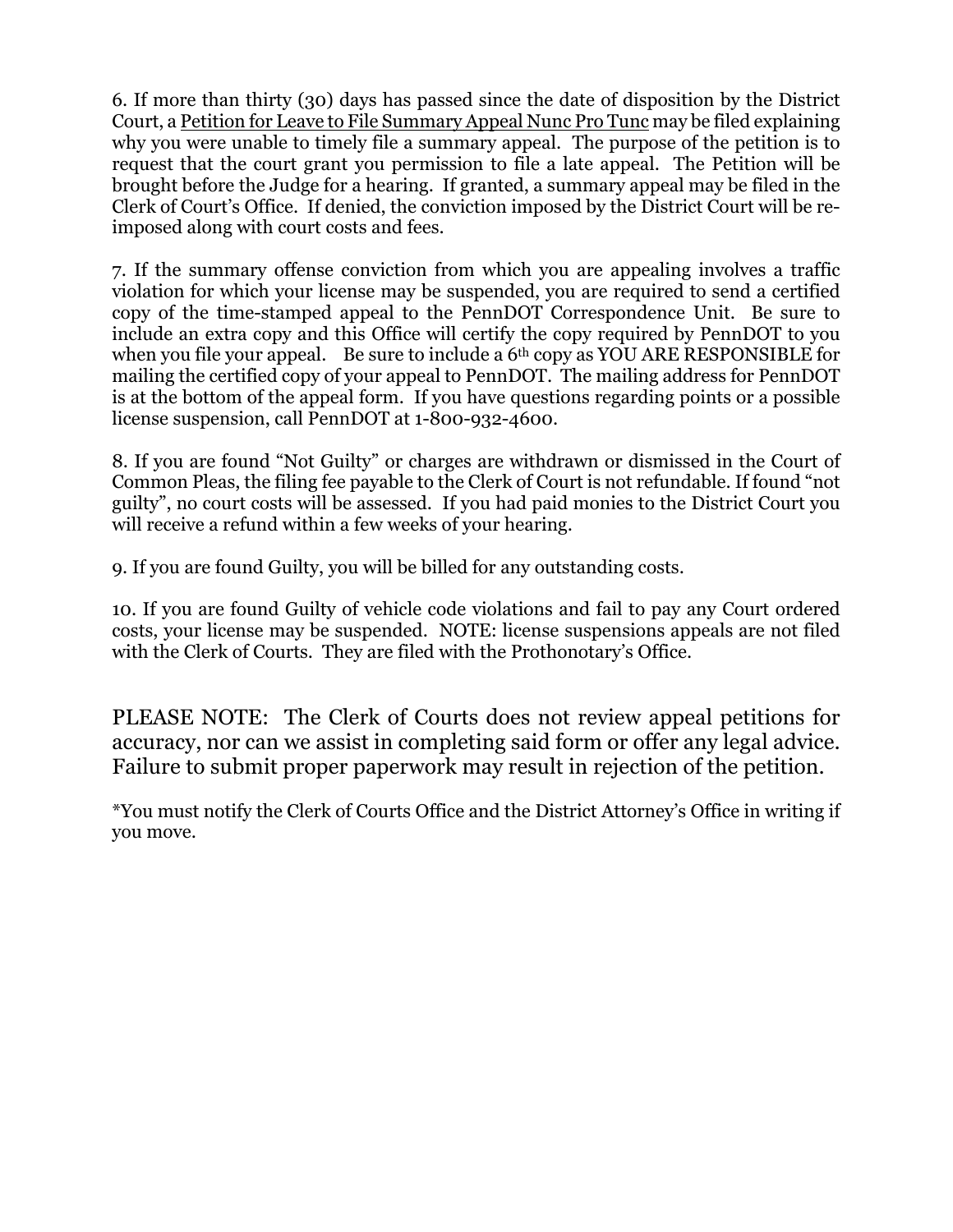6. If more than thirty (30) days has passed since the date of disposition by the District Court, a <u>Petition for Leave to File Summary Appeal Nunc Pro Tunc</u> may be filed explaining why you were unable to timely file a summary appeal. The purpose of the petition is to request that the court grant you permission to file a late appeal. The Petition will be brought before the Judge for a hearing. If granted, a summary appeal may be filed in the Clerk of Court's Office. If denied, the conviction imposed by the District Court will be re-imposed along with court costs and fees.

7. If the summary offense conviction from which you are appealing involves a traffic violation for which your license may be suspended, you are required to send a certified copy of the time-stamped appeal to the PennDOT Correspondence Unit. Be sure to include an extra copy and this Office will certify the copy required by PennDOT to you when you file your appeal. Be sure to include a 6th copy as YOU ARE RESPONSIBLE for mailing the certified copy of your appeal to PennDOT. The mailing address for PennDOT is at the bottom of the appeal form. If you have questions regarding points or a possible license suspension, call PennDOT at 1-800-932-4600.

8. If you are found "Not Guilty" or charges are withdrawn or dismissed in the Court of Common Pleas, the filing fee payable to the Clerk of Court is not refundable. If found "not guilty", no court costs will be assessed. If you had paid monies to the District Court you will receive a refund within a few weeks of your hearing.

9. If you are found Guilty, you will be billed for any outstanding costs.

10. If you are found Guilty of vehicle code violations and fail to pay any Court ordered costs, your license may be suspended. NOTE: license suspensions appeals are not filed with the Clerk of Courts. They are filed with the Prothonotary's Office.

PLEASE NOTE: The Clerk of Courts does not review appeal petitions for accuracy, nor can we assist in completing said form or offer any legal advice. Failure to submit proper paperwork may result in rejection of the petition.

*You must notify the Clerk of Courts Office and the District Attorney's Office in writing if you move.